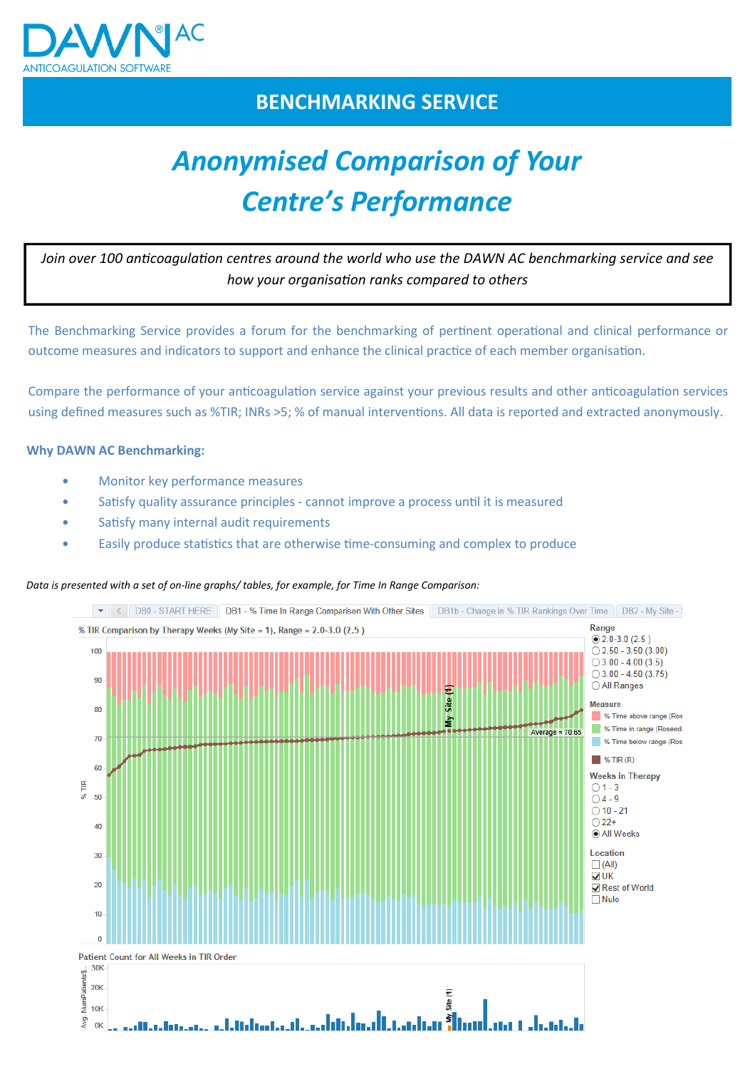DAWN® AC
ANTICOAGULATION SOFTWARE

# BENCHMARKING SERVICE

## *Anonymised Comparison of Your Centre's Performance*

*Join over 100 anticoagulation centres around the world who use the DAWN AC benchmarking service and see how your organisation ranks compared to others*

The Benchmarking Service provides a forum for the benchmarking of pertinent operational and clinical performance or outcome measures and indicators to support and enhance the clinical practice of each member organisation.

Compare the performance of your anticoagulation service against your previous results and other anticoagulation services using defined measures such as %TIR; INRs >5; % of manual interventions. All data is reported and extracted anonymously.

### Why DAWN AC Benchmarking:

- Monitor key performance measures
- Satisfy quality assurance principles - cannot improve a process until it is measured
- Satisfy many internal audit requirements
- Easily produce statistics that are otherwise time-consuming and complex to produce

*Data is presented with a set of on-line graphs/ tables, for example, for Time In Range Comparison:*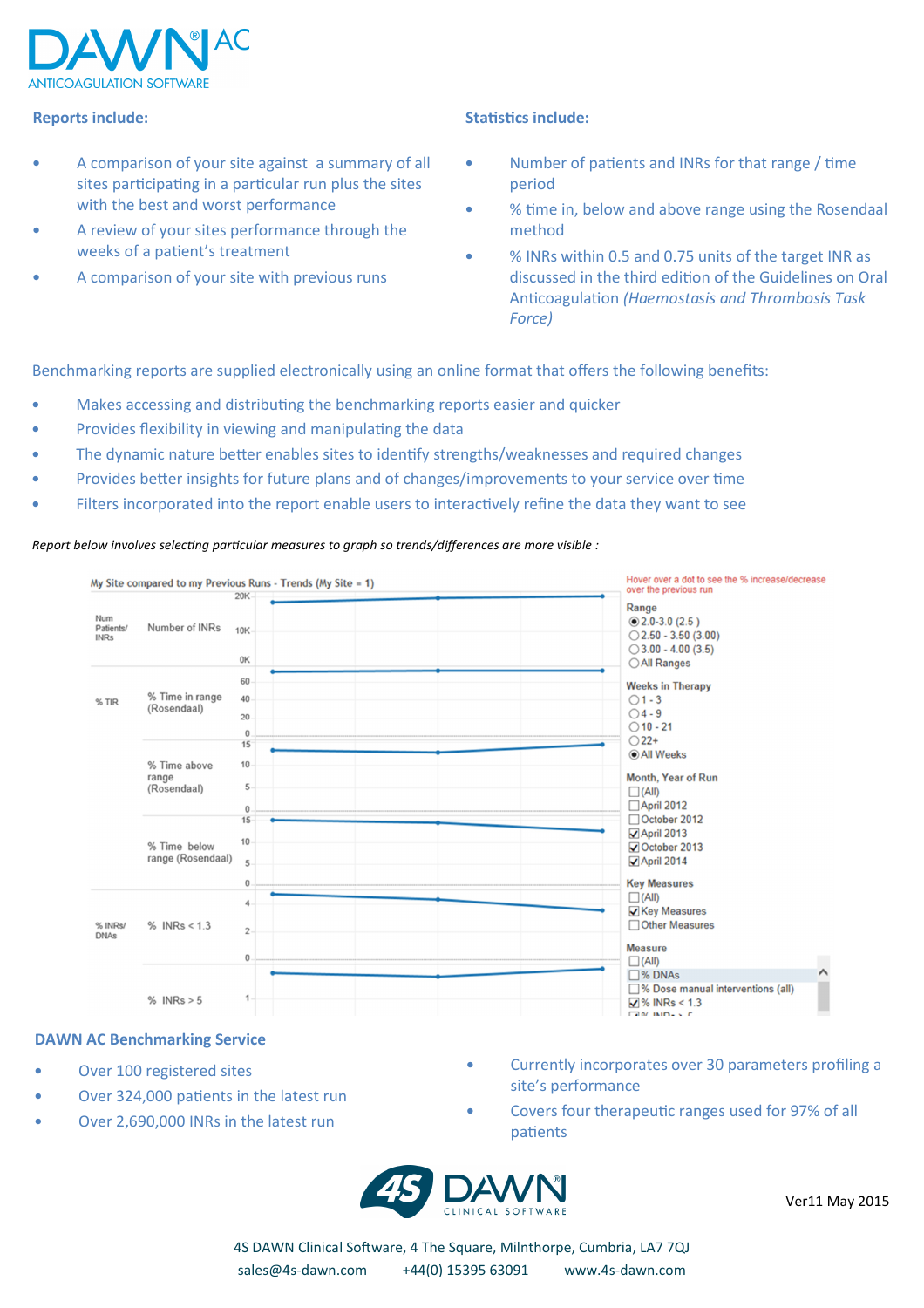DAWN® AC
ANTICOAGULATION SOFTWARE

**Reports include:**

- A comparison of your site against a summary of all sites participating in a particular run plus the sites with the best and worst performance
- A review of your sites performance through the weeks of a patient's treatment
- A comparison of your site with previous runs

**Statistics include:**

- Number of patients and INRs for that range / time period
- % time in, below and above range using the Rosendaal method
- % INRs within 0.5 and 0.75 units of the target INR as discussed in the third edition of the Guidelines on Oral Anticoagulation *(Haemostasis and Thrombosis Task Force)*

Benchmarking reports are supplied electronically using an online format that offers the following benefits:

- Makes accessing and distributing the benchmarking reports easier and quicker
- Provides flexibility in viewing and manipulating the data
- The dynamic nature better enables sites to identify strengths/weaknesses and required changes
- Provides better insights for future plans and of changes/improvements to your service over time
- Filters incorporated into the report enable users to interactively refine the data they want to see

*Report below involves selecting particular measures to graph so trends/differences are more visible :*

My Site compared to my Previous Runs - Trends (My Site = 1)

Num Patients/ INRs
Number of INRs
20K
10K
0K

% TIR
% Time in range (Rosendaal)
60
40
20
0

% Time above range (Rosendaal)
15
10
5
0

% Time below range (Rosendaal)
15
10
5
0

% INRs/ DNAs
% INRs < 1.3
4
2
0

% INRs > 5
1

Hover over a dot to see the % increase/decrease over the previous run

Range
2.0-3.0 (2.5)
2.50 - 3.50 (3.00)
3.00 - 4.00 (3.5)
All Ranges

Weeks in Therapy
1 - 3
4 - 9
10 - 21
22+
All Weeks

Month, Year of Run
(All)
April 2012
October 2012
April 2013
October 2013
April 2014

Key Measures
(All)
Key Measures
Other Measures

Measure
(All)
% DNAs
% Dose manual interventions (all)
% INRs < 1.3

## DAWN AC Benchmarking Service

- Over 100 registered sites
- Over 324,000 patients in the latest run
- Over 2,690,000 INRs in the latest run
- Currently incorporates over 30 parameters profiling a site's performance
- Covers four therapeutic ranges used for 97% of all patients

4S DAWN® CLINICAL SOFTWARE

Ver11 May 2015

4S DAWN Clinical Software, 4 The Square, Milnthorpe, Cumbria, LA7 7QJ
sales@4s-dawn.com +44(0) 15395 63091 www.4s-dawn.com